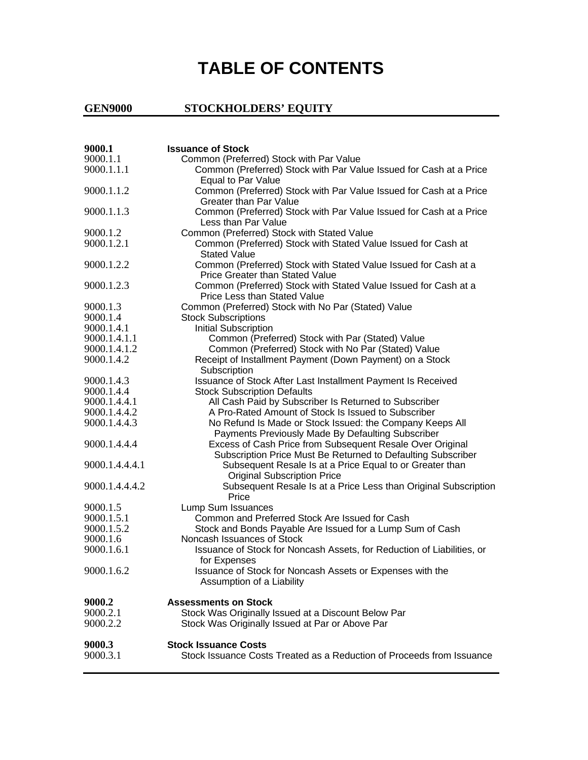# TABLE OF CONTENTS

## GEN9000 STOCKHOLDERS' EQUITY

| | |
|---|---|
| **9000.1** | **Issuance of Stock** |
| 9000.1.1 | Common (Preferred) Stock with Par Value |
| 9000.1.1.1 | Common (Preferred) Stock with Par Value Issued for Cash at a Price Equal to Par Value |
| 9000.1.1.2 | Common (Preferred) Stock with Par Value Issued for Cash at a Price Greater than Par Value |
| 9000.1.1.3 | Common (Preferred) Stock with Par Value Issued for Cash at a Price Less than Par Value |
| 9000.1.2 | Common (Preferred) Stock with Stated Value |
| 9000.1.2.1 | Common (Preferred) Stock with Stated Value Issued for Cash at Stated Value |
| 9000.1.2.2 | Common (Preferred) Stock with Stated Value Issued for Cash at a Price Greater than Stated Value |
| 9000.1.2.3 | Common (Preferred) Stock with Stated Value Issued for Cash at a Price Less than Stated Value |
| 9000.1.3 | Common (Preferred) Stock with No Par (Stated) Value |
| 9000.1.4 | Stock Subscriptions |
| 9000.1.4.1 | Initial Subscription |
| 9000.1.4.1.1 | Common (Preferred) Stock with Par (Stated) Value |
| 9000.1.4.1.2 | Common (Preferred) Stock with No Par (Stated) Value |
| 9000.1.4.2 | Receipt of Installment Payment (Down Payment) on a Stock Subscription |
| 9000.1.4.3 | Issuance of Stock After Last Installment Payment Is Received |
| 9000.1.4.4 | Stock Subscription Defaults |
| 9000.1.4.4.1 | All Cash Paid by Subscriber Is Returned to Subscriber |
| 9000.1.4.4.2 | A Pro-Rated Amount of Stock Is Issued to Subscriber |
| 9000.1.4.4.3 | No Refund Is Made or Stock Issued: the Company Keeps All Payments Previously Made By Defaulting Subscriber |
| 9000.1.4.4.4 | Excess of Cash Price from Subsequent Resale Over Original Subscription Price Must Be Returned to Defaulting Subscriber |
| 9000.1.4.4.4.1 | Subsequent Resale Is at a Price Equal to or Greater than Original Subscription Price |
| 9000.1.4.4.4.2 | Subsequent Resale Is at a Price Less than Original Subscription Price |
| 9000.1.5 | Lump Sum Issuances |
| 9000.1.5.1 | Common and Preferred Stock Are Issued for Cash |
| 9000.1.5.2 | Stock and Bonds Payable Are Issued for a Lump Sum of Cash |
| 9000.1.6 | Noncash Issuances of Stock |
| 9000.1.6.1 | Issuance of Stock for Noncash Assets, for Reduction of Liabilities, or for Expenses |
| 9000.1.6.2 | Issuance of Stock for Noncash Assets or Expenses with the Assumption of a Liability |
| **9000.2** | **Assessments on Stock** |
| 9000.2.1 | Stock Was Originally Issued at a Discount Below Par |
| 9000.2.2 | Stock Was Originally Issued at Par or Above Par |
| **9000.3** | **Stock Issuance Costs** |
| 9000.3.1 | Stock Issuance Costs Treated as a Reduction of Proceeds from Issuance |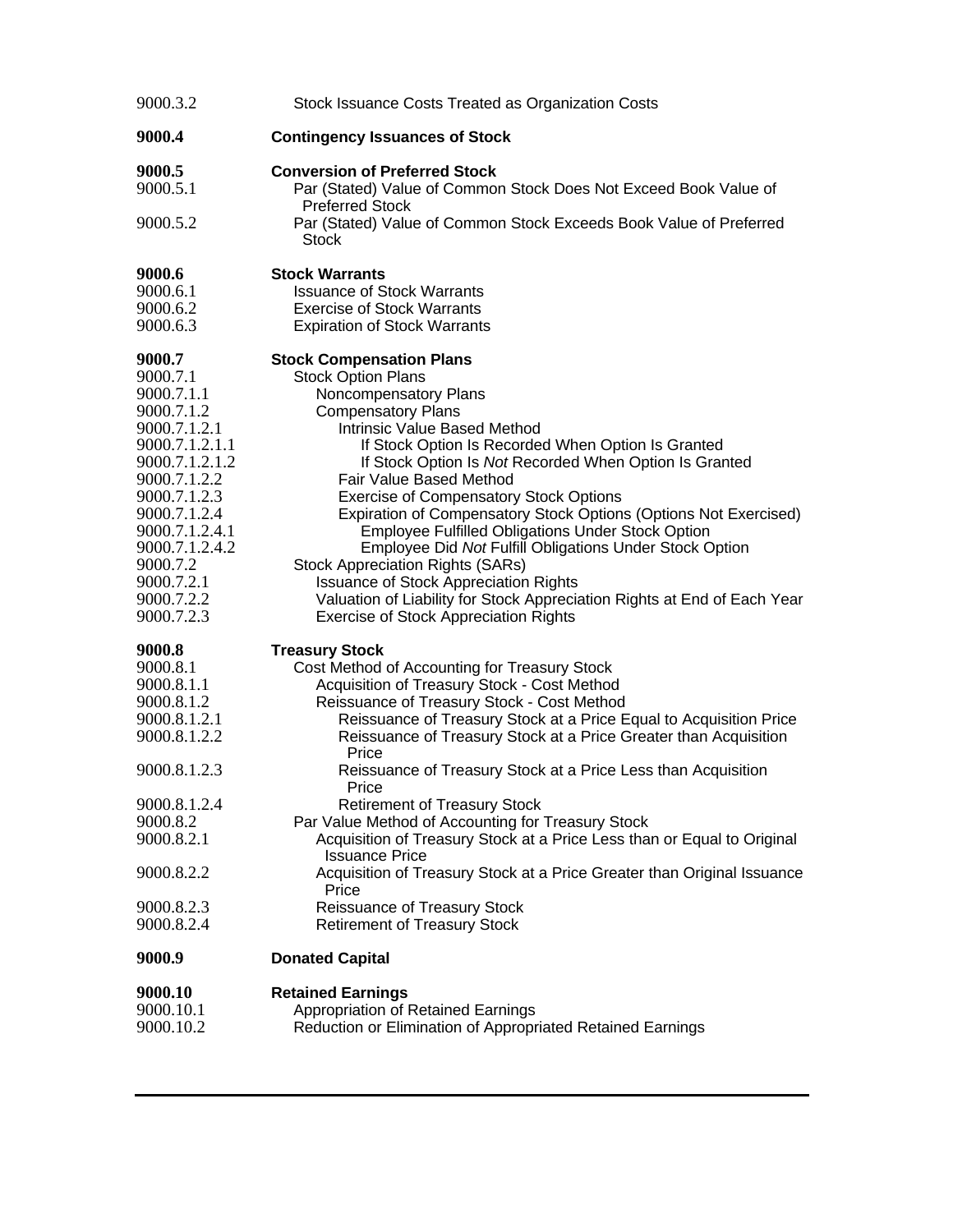| | |
|---|---|
| 9000.3.2 | Stock Issuance Costs Treated as Organization Costs |
| **9000.4** | **Contingency Issuances of Stock** |
| **9000.5** | **Conversion of Preferred Stock** |
| 9000.5.1 | Par (Stated) Value of Common Stock Does Not Exceed Book Value of Preferred Stock |
| 9000.5.2 | Par (Stated) Value of Common Stock Exceeds Book Value of Preferred Stock |
| **9000.6** | **Stock Warrants** |
| 9000.6.1 | Issuance of Stock Warrants |
| 9000.6.2 | Exercise of Stock Warrants |
| 9000.6.3 | Expiration of Stock Warrants |
| **9000.7** | **Stock Compensation Plans** |
| 9000.7.1 | Stock Option Plans |
| 9000.7.1.1 | Noncompensatory Plans |
| 9000.7.1.2 | Compensatory Plans |
| 9000.7.1.2.1 | Intrinsic Value Based Method |
| 9000.7.1.2.1.1 | If Stock Option Is Recorded When Option Is Granted |
| 9000.7.1.2.1.2 | If Stock Option Is *Not* Recorded When Option Is Granted |
| 9000.7.1.2.2 | Fair Value Based Method |
| 9000.7.1.2.3 | Exercise of Compensatory Stock Options |
| 9000.7.1.2.4 | Expiration of Compensatory Stock Options (Options Not Exercised) |
| 9000.7.1.2.4.1 | Employee Fulfilled Obligations Under Stock Option |
| 9000.7.1.2.4.2 | Employee Did *Not* Fulfill Obligations Under Stock Option |
| 9000.7.2 | Stock Appreciation Rights (SARs) |
| 9000.7.2.1 | Issuance of Stock Appreciation Rights |
| 9000.7.2.2 | Valuation of Liability for Stock Appreciation Rights at End of Each Year |
| 9000.7.2.3 | Exercise of Stock Appreciation Rights |
| **9000.8** | **Treasury Stock** |
| 9000.8.1 | Cost Method of Accounting for Treasury Stock |
| 9000.8.1.1 | Acquisition of Treasury Stock - Cost Method |
| 9000.8.1.2 | Reissuance of Treasury Stock - Cost Method |
| 9000.8.1.2.1 | Reissuance of Treasury Stock at a Price Equal to Acquisition Price |
| 9000.8.1.2.2 | Reissuance of Treasury Stock at a Price Greater than Acquisition Price |
| 9000.8.1.2.3 | Reissuance of Treasury Stock at a Price Less than Acquisition Price |
| 9000.8.1.2.4 | Retirement of Treasury Stock |
| 9000.8.2 | Par Value Method of Accounting for Treasury Stock |
| 9000.8.2.1 | Acquisition of Treasury Stock at a Price Less than or Equal to Original Issuance Price |
| 9000.8.2.2 | Acquisition of Treasury Stock at a Price Greater than Original Issuance Price |
| 9000.8.2.3 | Reissuance of Treasury Stock |
| 9000.8.2.4 | Retirement of Treasury Stock |
| **9000.9** | **Donated Capital** |
| **9000.10** | **Retained Earnings** |
| 9000.10.1 | Appropriation of Retained Earnings |
| 9000.10.2 | Reduction or Elimination of Appropriated Retained Earnings |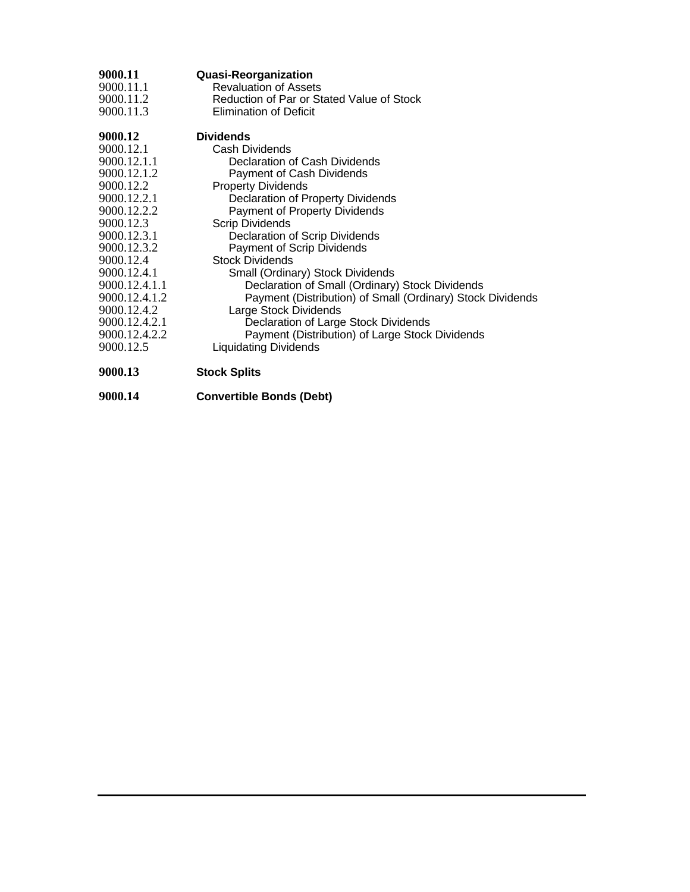| | |
|---|---|
| **9000.11** | **Quasi-Reorganization** |
| 9000.11.1 | Revaluation of Assets |
| 9000.11.2 | Reduction of Par or Stated Value of Stock |
| 9000.11.3 | Elimination of Deficit |
| | |
| **9000.12** | **Dividends** |
| 9000.12.1 | Cash Dividends |
| 9000.12.1.1 | Declaration of Cash Dividends |
| 9000.12.1.2 | Payment of Cash Dividends |
| 9000.12.2 | Property Dividends |
| 9000.12.2.1 | Declaration of Property Dividends |
| 9000.12.2.2 | Payment of Property Dividends |
| 9000.12.3 | Scrip Dividends |
| 9000.12.3.1 | Declaration of Scrip Dividends |
| 9000.12.3.2 | Payment of Scrip Dividends |
| 9000.12.4 | Stock Dividends |
| 9000.12.4.1 | Small (Ordinary) Stock Dividends |
| 9000.12.4.1.1 | Declaration of Small (Ordinary) Stock Dividends |
| 9000.12.4.1.2 | Payment (Distribution) of Small (Ordinary) Stock Dividends |
| 9000.12.4.2 | Large Stock Dividends |
| 9000.12.4.2.1 | Declaration of Large Stock Dividends |
| 9000.12.4.2.2 | Payment (Distribution) of Large Stock Dividends |
| 9000.12.5 | Liquidating Dividends |
| | |
| **9000.13** | **Stock Splits** |
| | |
| **9000.14** | **Convertible Bonds (Debt)** |